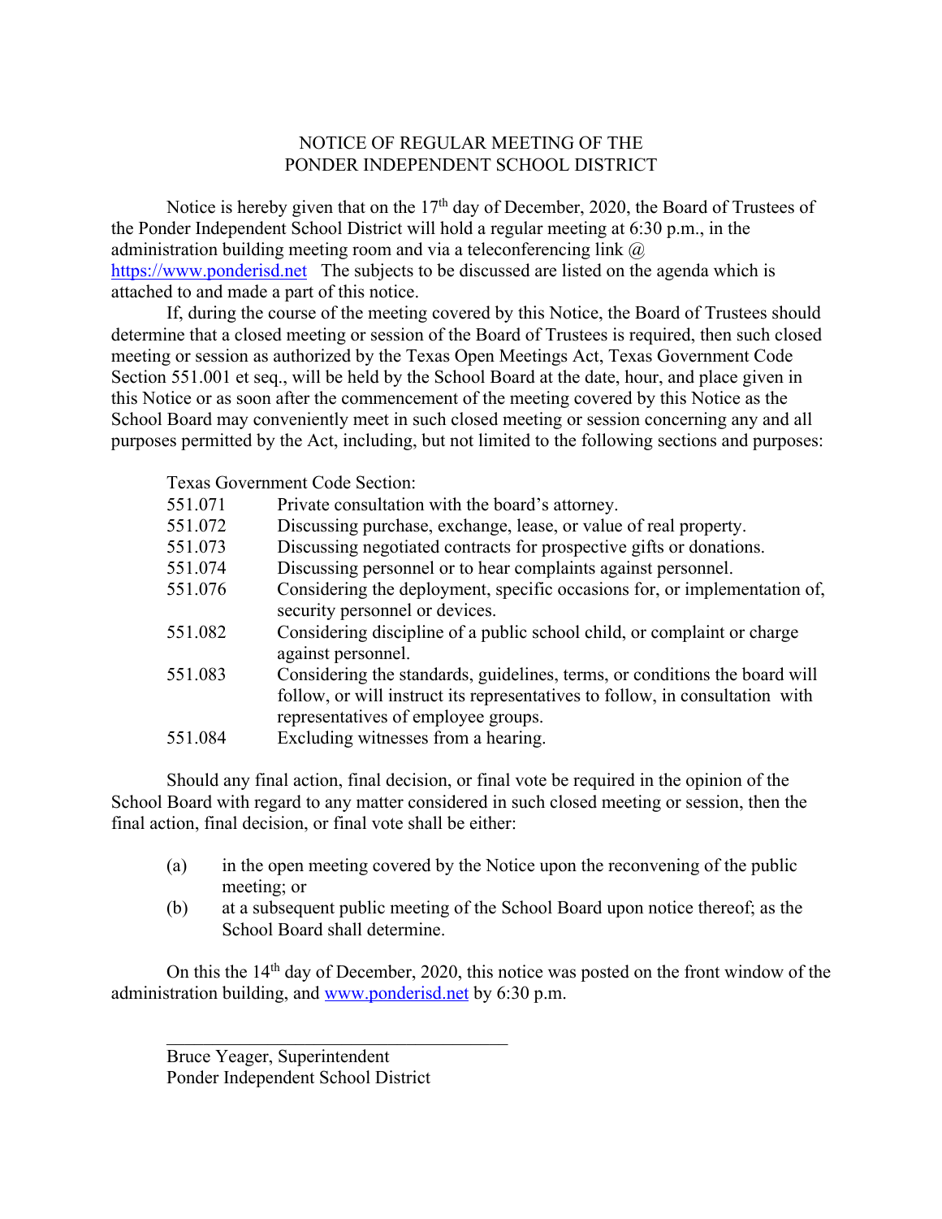# NOTICE OF REGULAR MEETING OF THE PONDER INDEPENDENT SCHOOL DISTRICT

Notice is hereby given that on the 17th day of December, 2020, the Board of Trustees of the Ponder Independent School District will hold a regular meeting at 6:30 p.m., in the administration building meeting room and via a teleconferencing link @ https://www.ponderisd.net The subjects to be discussed are listed on the agenda which is attached to and made a part of this notice.

If, during the course of the meeting covered by this Notice, the Board of Trustees should determine that a closed meeting or session of the Board of Trustees is required, then such closed meeting or session as authorized by the Texas Open Meetings Act, Texas Government Code Section 551.001 et seq., will be held by the School Board at the date, hour, and place given in this Notice or as soon after the commencement of the meeting covered by this Notice as the School Board may conveniently meet in such closed meeting or session concerning any and all purposes permitted by the Act, including, but not limited to the following sections and purposes:

Texas Government Code Section:

| | |
|---|---|
| 551.071 | Private consultation with the board's attorney. |
| 551.072 | Discussing purchase, exchange, lease, or value of real property. |
| 551.073 | Discussing negotiated contracts for prospective gifts or donations. |
| 551.074 | Discussing personnel or to hear complaints against personnel. |
| 551.076 | Considering the deployment, specific occasions for, or implementation of, security personnel or devices. |
| 551.082 | Considering discipline of a public school child, or complaint or charge against personnel. |
| 551.083 | Considering the standards, guidelines, terms, or conditions the board will follow, or will instruct its representatives to follow, in consultation with representatives of employee groups. |
| 551.084 | Excluding witnesses from a hearing. |

Should any final action, final decision, or final vote be required in the opinion of the School Board with regard to any matter considered in such closed meeting or session, then the final action, final decision, or final vote shall be either:

(a) in the open meeting covered by the Notice upon the reconvening of the public meeting; or

(b) at a subsequent public meeting of the School Board upon notice thereof; as the School Board shall determine.

On this the 14th day of December, 2020, this notice was posted on the front window of the administration building, and www.ponderisd.net by 6:30 p.m.

\_\_\_\_\_\_\_\_\_\_\_\_\_\_\_\_\_\_\_\_\_\_\_\_\_\_\_\_\_\_\_\_\_\_\_\_\_\_\_\_

Bruce Yeager, Superintendent
Ponder Independent School District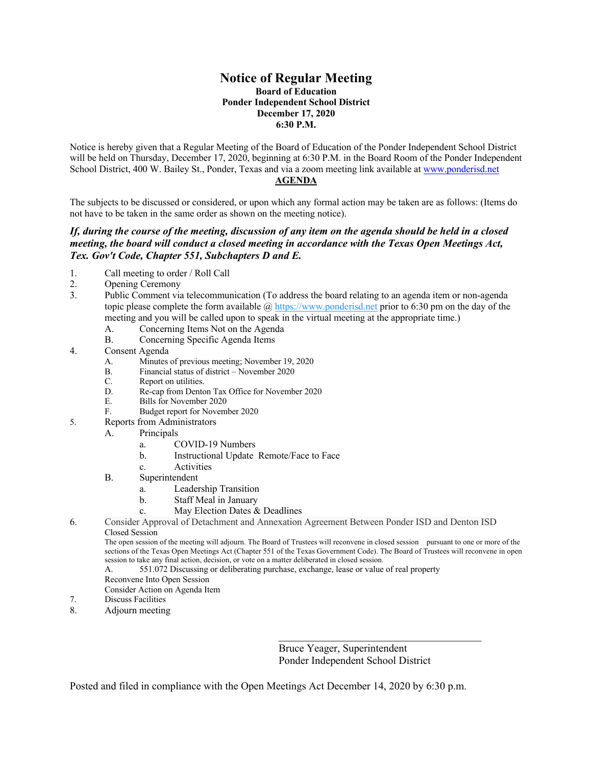# Notice of Regular Meeting

**Board of Education**
**Ponder Independent School District**
**December 17, 2020**
**6:30 P.M.**

Notice is hereby given that a Regular Meeting of the Board of Education of the Ponder Independent School District will be held on Thursday, December 17, 2020, beginning at 6:30 P.M. in the Board Room of the Ponder Independent School District, 400 W. Bailey St., Ponder, Texas and via a zoom meeting link available at www.ponderisd.net

**AGENDA**

The subjects to be discussed or considered, or upon which any formal action may be taken are as follows: (Items do not have to be taken in the same order as shown on the meeting notice).

***If, during the course of the meeting, discussion of any item on the agenda should be held in a closed meeting, the board will conduct a closed meeting in accordance with the Texas Open Meetings Act, Tex. Gov't Code, Chapter 551, Subchapters D and E.***

1. Call meeting to order / Roll Call
2. Opening Ceremony
3. Public Comment via telecommunication (To address the board relating to an agenda item or non-agenda topic please complete the form available @ https://www.ponderisd.net prior to 6:30 pm on the day of the meeting and you will be called upon to speak in the virtual meeting at the appropriate time.)
   - A. Concerning Items Not on the Agenda
   - B. Concerning Specific Agenda Items
4. Consent Agenda
   - A. Minutes of previous meeting; November 19, 2020
   - B. Financial status of district – November 2020
   - C. Report on utilities.
   - D. Re-cap from Denton Tax Office for November 2020
   - E. Bills for November 2020
   - F. Budget report for November 2020
5. Reports from Administrators
   - A. Principals
     - a. COVID-19 Numbers
     - b. Instructional Update Remote/Face to Face
     - c. Activities
   - B. Superintendent
     - a. Leadership Transition
     - b. Staff Meal in January
     - c. May Election Dates & Deadlines
6. Consider Approval of Detachment and Annexation Agreement Between Ponder ISD and Denton ISD

   Closed Session

   The open session of the meeting will adjourn. The Board of Trustees will reconvene in closed session pursuant to one or more of the sections of the Texas Open Meetings Act (Chapter 551 of the Texas Government Code). The Board of Trustees will reconvene in open session to take any final action, decision, or vote on a matter deliberated in closed session.

   A. 551.072 Discussing or deliberating purchase, exchange, lease or value of real property

   Reconvene Into Open Session

   Consider Action on Agenda Item
7. Discuss Facilities
8. Adjourn meeting

\_\_\_\_\_\_\_\_\_\_\_\_\_\_\_\_\_\_\_\_\_\_\_\_\_\_\_\_\_\_\_\_\_\_\_\_\_\_\_\_

Bruce Yeager, Superintendent
Ponder Independent School District

Posted and filed in compliance with the Open Meetings Act December 14, 2020 by 6:30 p.m.